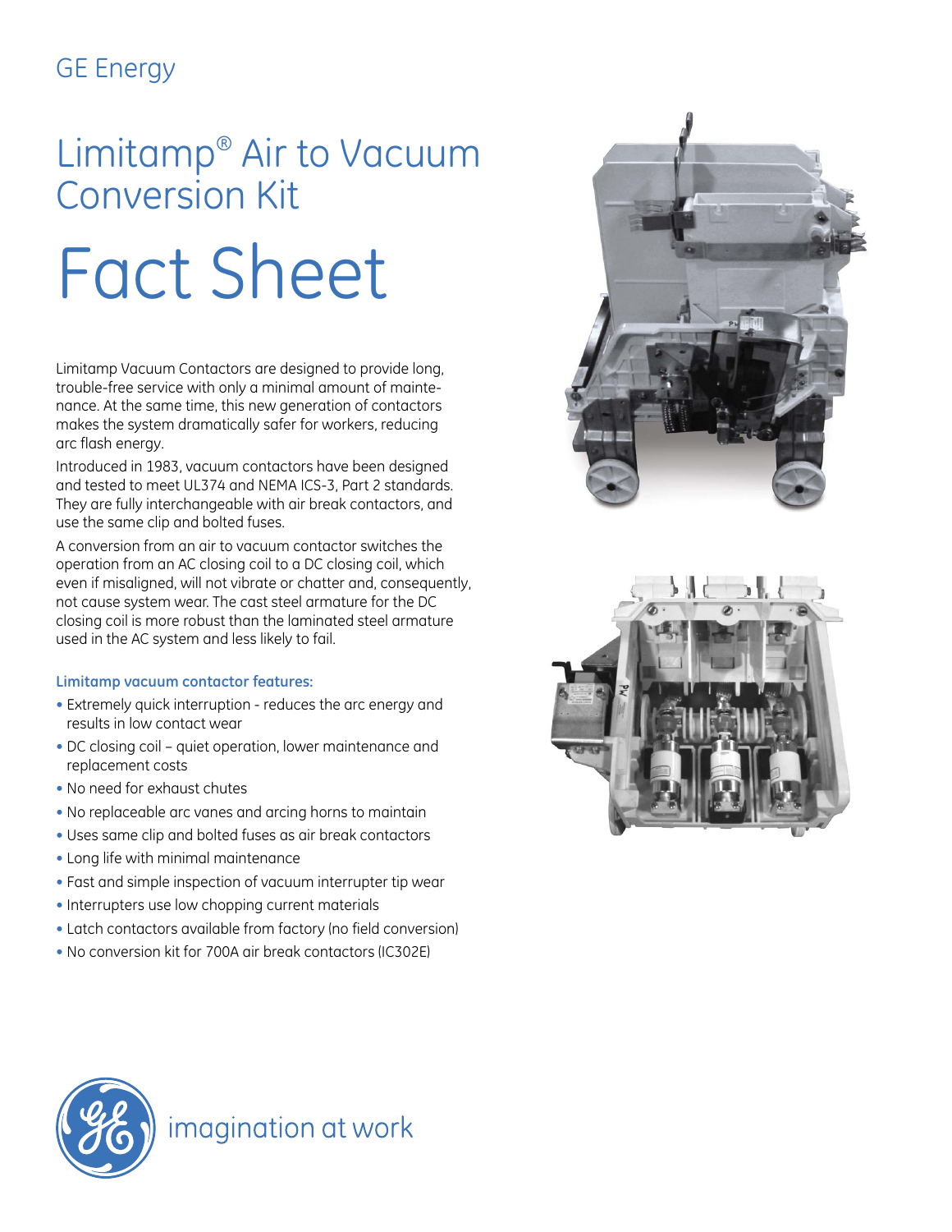GE Energy

# Limitamp® Air to Vacuum Conversion Kit

# Fact Sheet

Limitamp Vacuum Contactors are designed to provide long, trouble-free service with only a minimal amount of maintenance. At the same time, this new generation of contactors makes the system dramatically safer for workers, reducing arc flash energy.

Introduced in 1983, vacuum contactors have been designed and tested to meet UL374 and NEMA ICS-3, Part 2 standards. They are fully interchangeable with air break contactors, and use the same clip and bolted fuses.

A conversion from an air to vacuum contactor switches the operation from an AC closing coil to a DC closing coil, which even if misaligned, will not vibrate or chatter and, consequently, not cause system wear. The cast steel armature for the DC closing coil is more robust than the laminated steel armature used in the AC system and less likely to fail.

### Limitamp vacuum contactor features:

- Extremely quick interruption - reduces the arc energy and results in low contact wear
- DC closing coil – quiet operation, lower maintenance and replacement costs
- No need for exhaust chutes
- No replaceable arc vanes and arcing horns to maintain
- Uses same clip and bolted fuses as air break contactors
- Long life with minimal maintenance
- Fast and simple inspection of vacuum interrupter tip wear
- Interrupters use low chopping current materials
- Latch contactors available from factory (no field conversion)
- No conversion kit for 700A air break contactors (IC302E)

imagination at work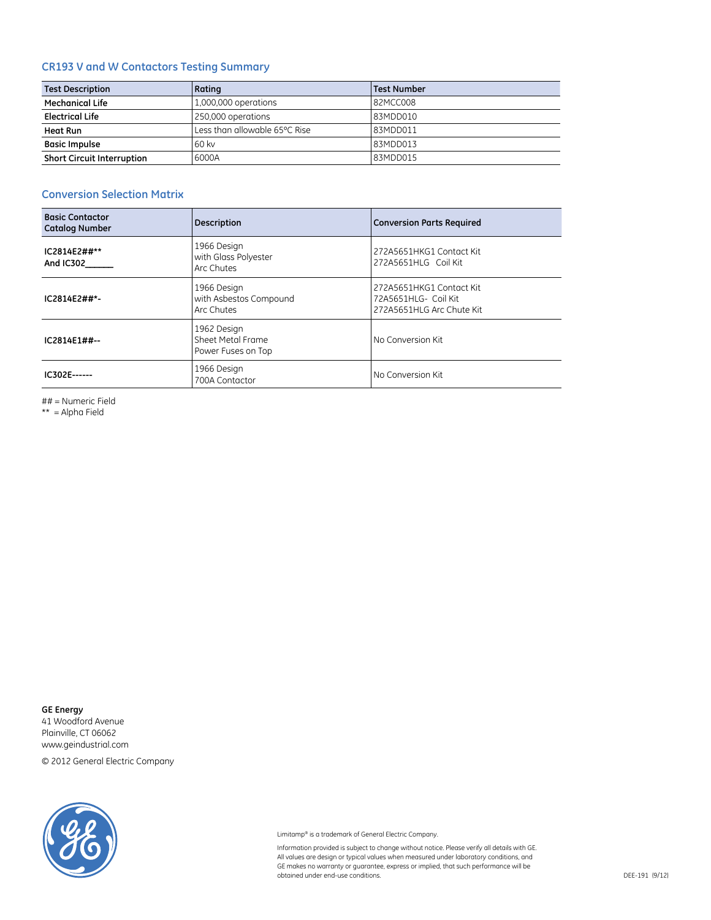## CR193 V and W Contactors Testing Summary

| Test Description | Rating | Test Number |
|---|---|---|
| **Mechanical Life** | 1,000,000 operations | 82MCC008 |
| **Electrical Life** | 250,000 operations | 83MDD010 |
| **Heat Run** | Less than allowable 65°C Rise | 83MDD011 |
| **Basic Impulse** | 60 kv | 83MDD013 |
| **Short Circuit Interruption** | 6000A | 83MDD015 |

## Conversion Selection Matrix

| Basic Contactor Catalog Number | Description | Conversion Parts Required |
|---|---|---|
| **IC2814E2##\*\* And IC302______** | 1966 Design with Glass Polyester Arc Chutes | 272A5651HKG1 Contact Kit 272A5651HLG Coil Kit |
| **IC2814E2##\*-** | 1966 Design with Asbestos Compound Arc Chutes | 272A5651HKG1 Contact Kit 72A5651HLG- Coil Kit 272A5651HLG Arc Chute Kit |
| **IC2814E1##--** | 1962 Design Sheet Metal Frame Power Fuses on Top | No Conversion Kit |
| **IC302E------** | 1966 Design 700A Contactor | No Conversion Kit |

## = Numeric Field
** = Alpha Field

**GE Energy**
41 Woodford Avenue
Plainville, CT 06062
www.geindustrial.com

© 2012 General Electric Company

Limitamp® is a trademark of General Electric Company.

Information provided is subject to change without notice. Please verify all details with GE. All values are design or typical values when measured under laboratory conditions, and GE makes no warranty or guarantee, express or implied, that such performance will be obtained under end-use conditions.

DEE-191 (9/12)